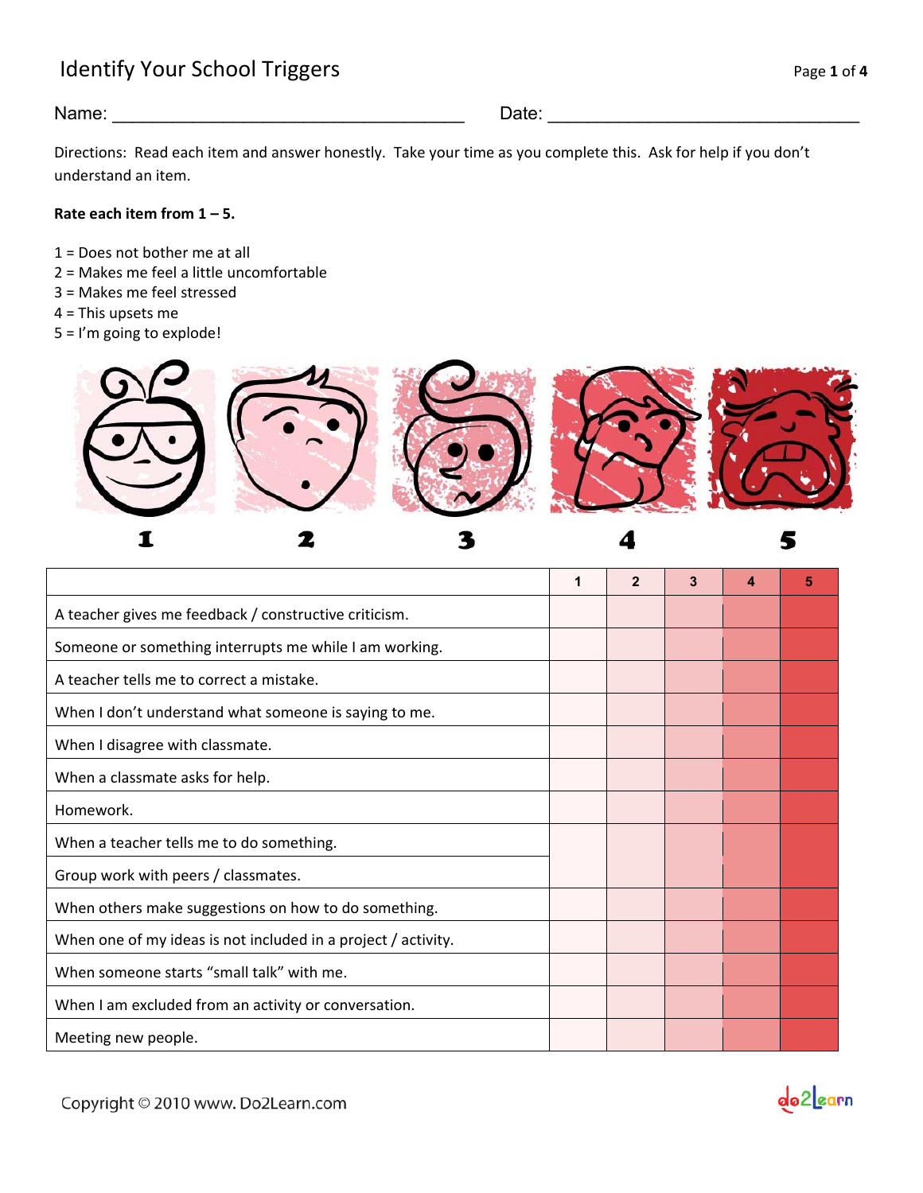# Identify Your School Triggers

Name: ___________________________________ Date: ________________________________

Directions: Read each item and answer honestly. Take your time as you complete this. Ask for help if you don't understand an item.

**Rate each item from 1 – 5.**

1 = Does not bother me at all
2 = Makes me feel a little uncomfortable
3 = Makes me feel stressed
4 = This upsets me
5 = I'm going to explode!

1 2 3 4 5

| | 1 | 2 | 3 | 4 | 5 |
|---|---|---|---|---|---|
| A teacher gives me feedback / constructive criticism. | | | | | |
| Someone or something interrupts me while I am working. | | | | | |
| A teacher tells me to correct a mistake. | | | | | |
| When I don't understand what someone is saying to me. | | | | | |
| When I disagree with classmate. | | | | | |
| When a classmate asks for help. | | | | | |
| Homework. | | | | | |
| When a teacher tells me to do something. | | | | | |
| Group work with peers / classmates. | | | | | |
| When others make suggestions on how to do something. | | | | | |
| When one of my ideas is not included in a project / activity. | | | | | |
| When someone starts "small talk" with me. | | | | | |
| When I am excluded from an activity or conversation. | | | | | |
| Meeting new people. | | | | | |

Copyright © 2010 www. Do2Learn.com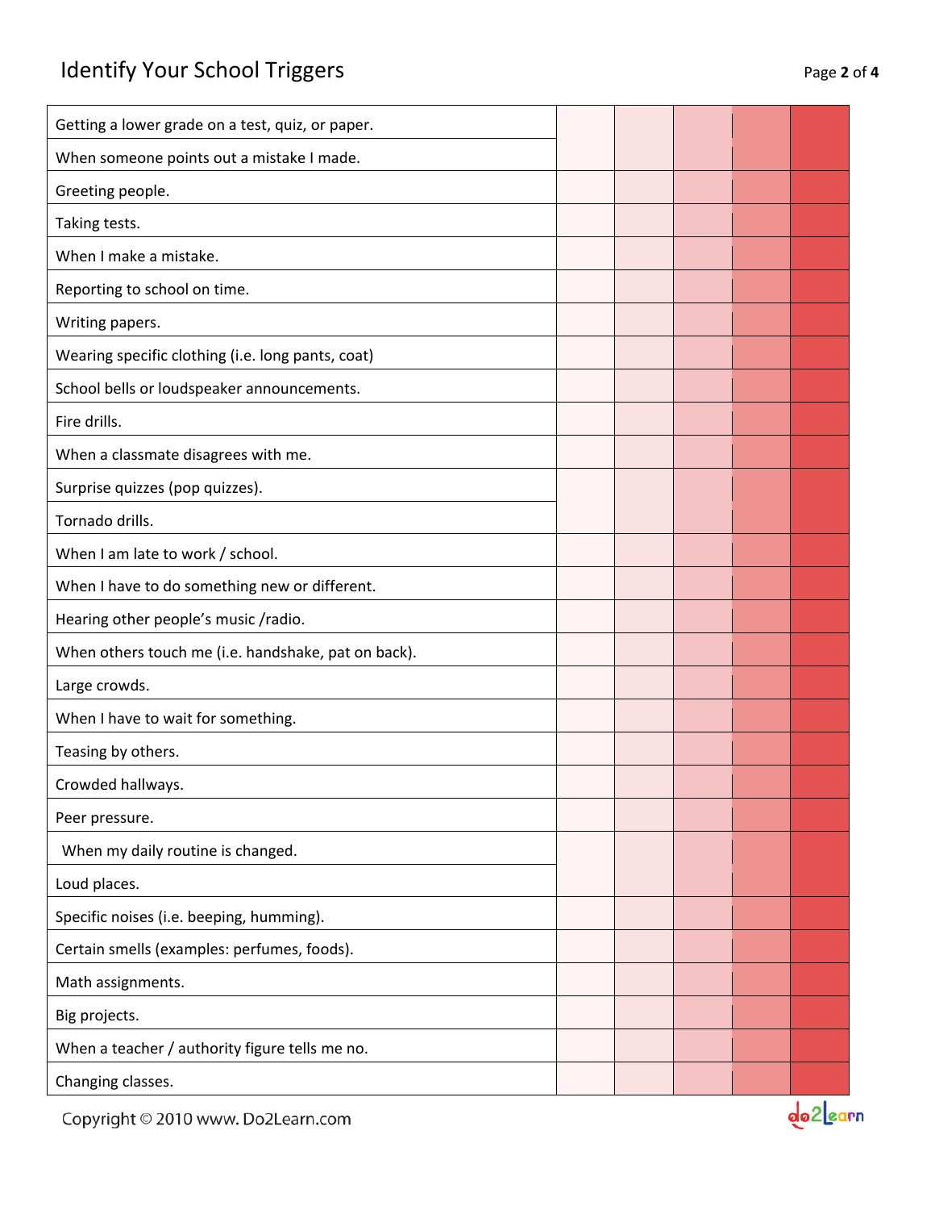# Identify Your School Triggers

| | | | | | |
|---|---|---|---|---|---|
| Getting a lower grade on a test, quiz, or paper. | | | | | |
| When someone points out a mistake I made. | | | | | |
| Greeting people. | | | | | |
| Taking tests. | | | | | |
| When I make a mistake. | | | | | |
| Reporting to school on time. | | | | | |
| Writing papers. | | | | | |
| Wearing specific clothing (i.e. long pants, coat) | | | | | |
| School bells or loudspeaker announcements. | | | | | |
| Fire drills. | | | | | |
| When a classmate disagrees with me. | | | | | |
| Surprise quizzes (pop quizzes). | | | | | |
| Tornado drills. | | | | | |
| When I am late to work / school. | | | | | |
| When I have to do something new or different. | | | | | |
| Hearing other people's music /radio. | | | | | |
| When others touch me (i.e. handshake, pat on back). | | | | | |
| Large crowds. | | | | | |
| When I have to wait for something. | | | | | |
| Teasing by others. | | | | | |
| Crowded hallways. | | | | | |
| Peer pressure. | | | | | |
| When my daily routine is changed. | | | | | |
| Loud places. | | | | | |
| Specific noises (i.e. beeping, humming). | | | | | |
| Certain smells (examples: perfumes, foods). | | | | | |
| Math assignments. | | | | | |
| Big projects. | | | | | |
| When a teacher / authority figure tells me no. | | | | | |
| Changing classes. | | | | | |

Copyright © 2010 www. Do2Learn.com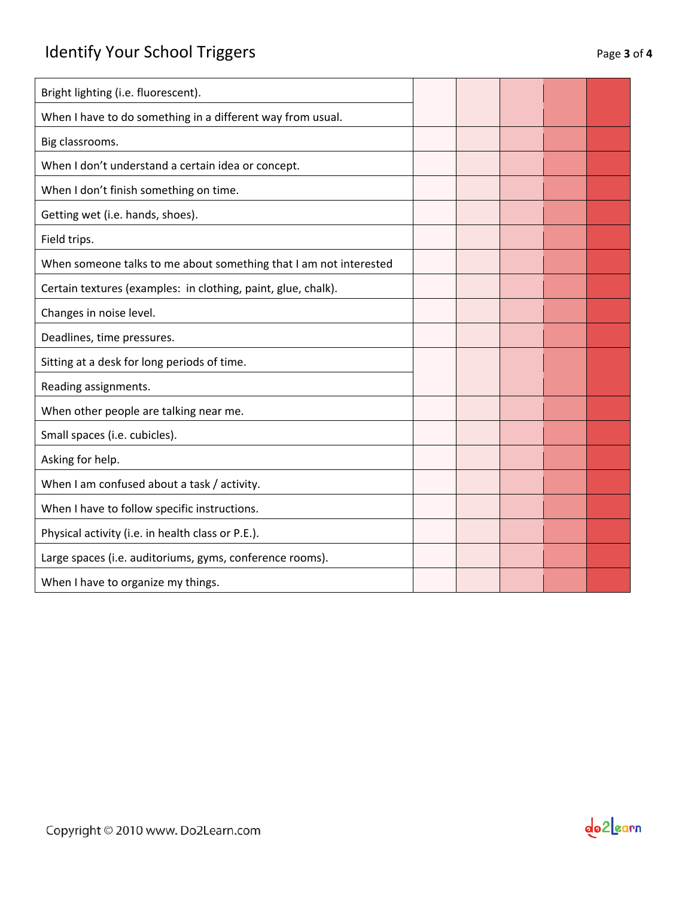# Identify Your School Triggers

| | | | | | |
|---|---|---|---|---|---|
| Bright lighting (i.e. fluorescent). | | | | | |
| When I have to do something in a different way from usual. | | | | | |
| Big classrooms. | | | | | |
| When I don't understand a certain idea or concept. | | | | | |
| When I don't finish something on time. | | | | | |
| Getting wet (i.e. hands, shoes). | | | | | |
| Field trips. | | | | | |
| When someone talks to me about something that I am not interested | | | | | |
| Certain textures (examples: in clothing, paint, glue, chalk). | | | | | |
| Changes in noise level. | | | | | |
| Deadlines, time pressures. | | | | | |
| Sitting at a desk for long periods of time. | | | | | |
| Reading assignments. | | | | | |
| When other people are talking near me. | | | | | |
| Small spaces (i.e. cubicles). | | | | | |
| Asking for help. | | | | | |
| When I am confused about a task / activity. | | | | | |
| When I have to follow specific instructions. | | | | | |
| Physical activity (i.e. in health class or P.E.). | | | | | |
| Large spaces (i.e. auditoriums, gyms, conference rooms). | | | | | |
| When I have to organize my things. | | | | | |

Copyright © 2010 www. Do2Learn.com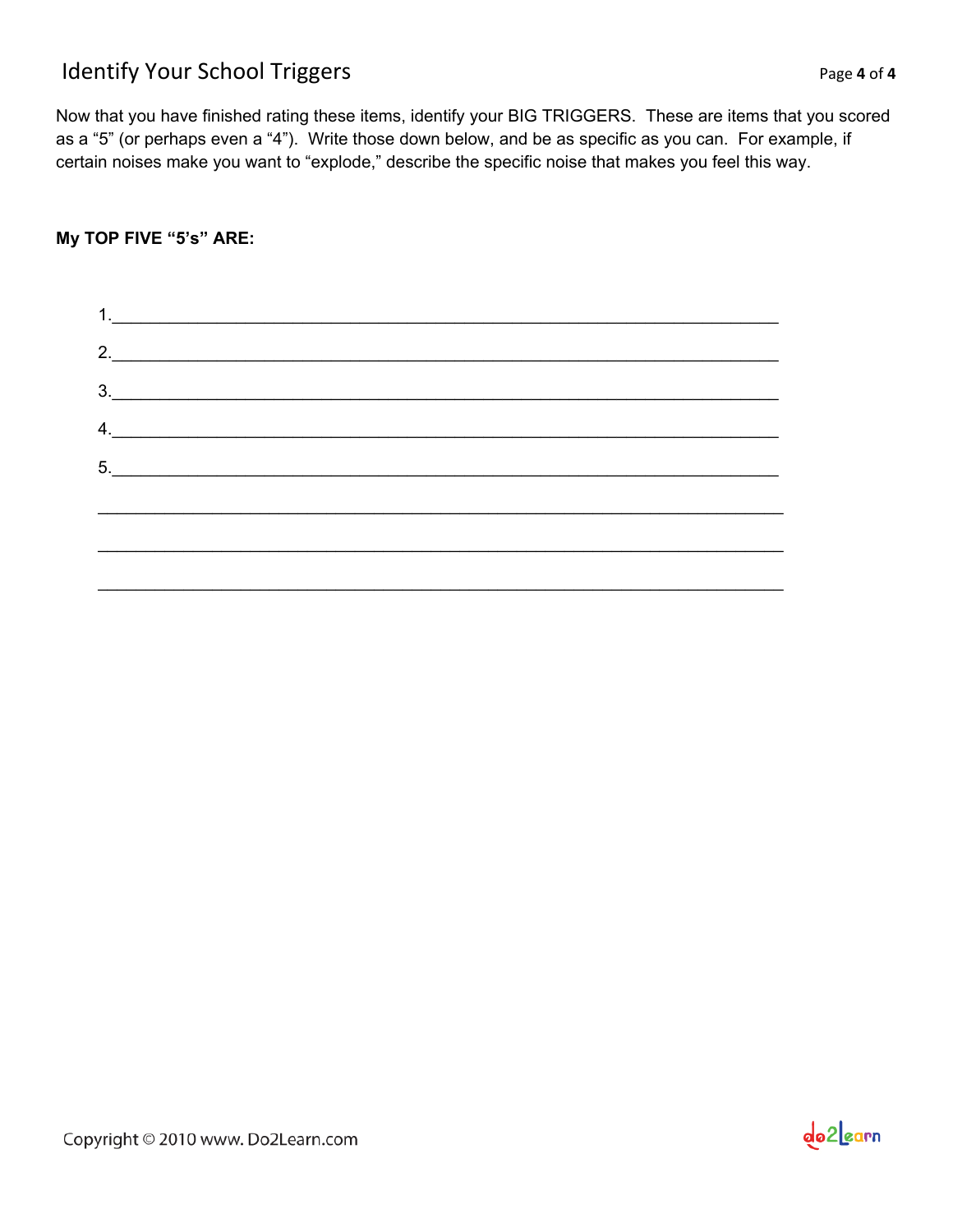# Identify Your School Triggers

Now that you have finished rating these items, identify your BIG TRIGGERS. These are items that you scored as a "5" (or perhaps even a "4"). Write those down below, and be as specific as you can. For example, if certain noises make you want to "explode," describe the specific noise that makes you feel this way.

**My TOP FIVE "5's" ARE:**

1.___________________________________________________________________

2.___________________________________________________________________

3.___________________________________________________________________

4.___________________________________________________________________

5.___________________________________________________________________

_____________________________________________________________________

_____________________________________________________________________

_____________________________________________________________________

Copyright © 2010 www. Do2Learn.com